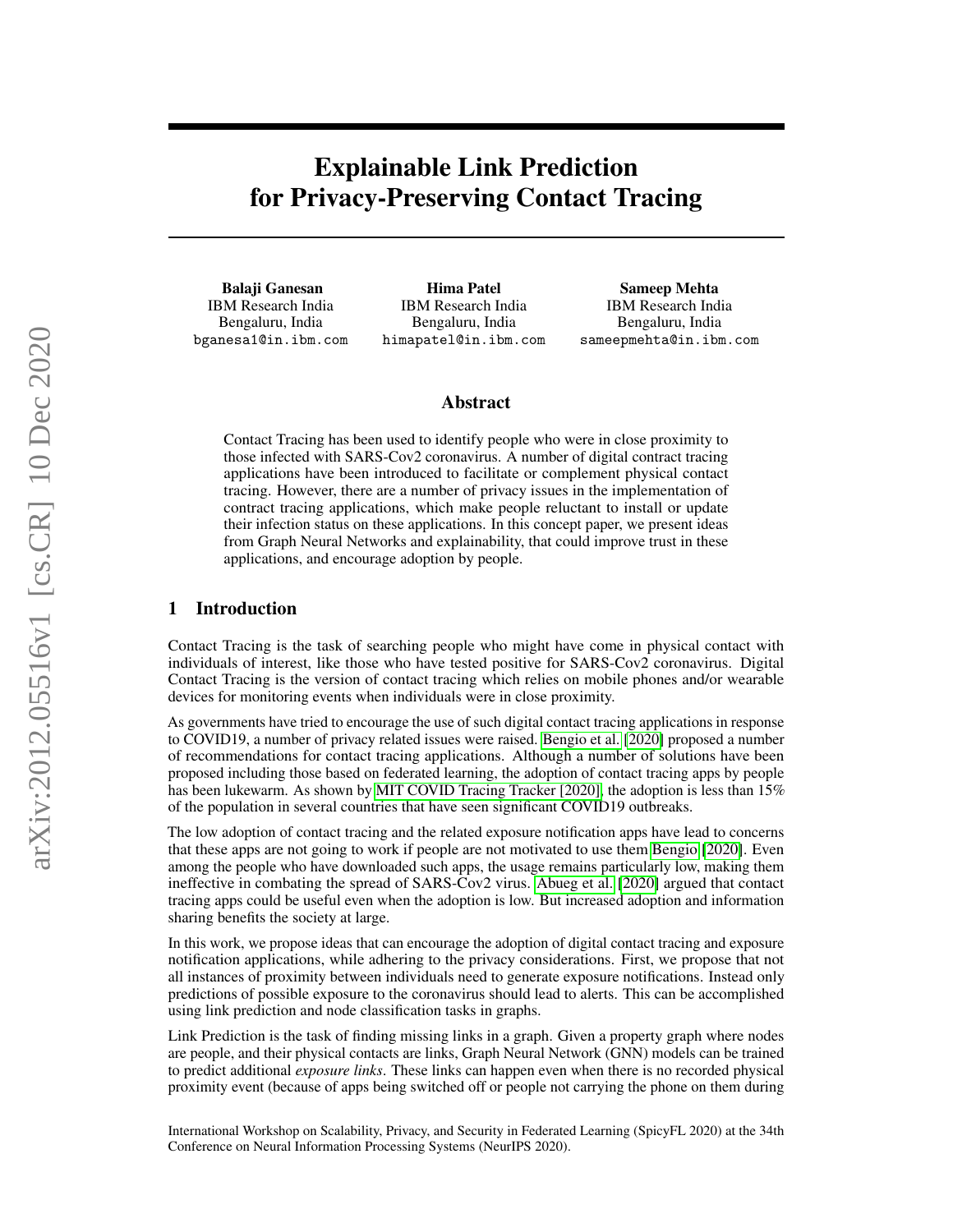# Explainable Link Prediction for Privacy-Preserving Contact Tracing

**Balaji Ganesan**
IBM Research India
Bengaluru, India
bganesa1@in.ibm.com

**Hima Patel**
IBM Research India
Bengaluru, India
himapatel@in.ibm.com

**Sameep Mehta**
IBM Research India
Bengaluru, India
sameepmehta@in.ibm.com

## Abstract

Contact Tracing has been used to identify people who were in close proximity to those infected with SARS-Cov2 coronavirus. A number of digital contract tracing applications have been introduced to facilitate or complement physical contact tracing. However, there are a number of privacy issues in the implementation of contract tracing applications, which make people reluctant to install or update their infection status on these applications. In this concept paper, we present ideas from Graph Neural Networks and explainability, that could improve trust in these applications, and encourage adoption by people.

## 1 Introduction

Contact Tracing is the task of searching people who might have come in physical contact with individuals of interest, like those who have tested positive for SARS-Cov2 coronavirus. Digital Contact Tracing is the version of contact tracing which relies on mobile phones and/or wearable devices for monitoring events when individuals were in close proximity.

As governments have tried to encourage the use of such digital contact tracing applications in response to COVID19, a number of privacy related issues were raised. Bengio et al. [2020] proposed a number of recommendations for contact tracing applications. Although a number of solutions have been proposed including those based on federated learning, the adoption of contact tracing apps by people has been lukewarm. As shown by MIT COVID Tracing Tracker [2020], the adoption is less than 15% of the population in several countries that have seen significant COVID19 outbreaks.

The low adoption of contact tracing and the related exposure notification apps have lead to concerns that these apps are not going to work if people are not motivated to use them Bengio [2020]. Even among the people who have downloaded such apps, the usage remains particularly low, making them ineffective in combating the spread of SARS-Cov2 virus. Abueg et al. [2020] argued that contact tracing apps could be useful even when the adoption is low. But increased adoption and information sharing benefits the society at large.

In this work, we propose ideas that can encourage the adoption of digital contact tracing and exposure notification applications, while adhering to the privacy considerations. First, we propose that not all instances of proximity between individuals need to generate exposure notifications. Instead only predictions of possible exposure to the coronavirus should lead to alerts. This can be accomplished using link prediction and node classification tasks in graphs.

Link Prediction is the task of finding missing links in a graph. Given a property graph where nodes are people, and their physical contacts are links, Graph Neural Network (GNN) models can be trained to predict additional *exposure links*. These links can happen even when there is no recorded physical proximity event (because of apps being switched off or people not carrying the phone on them during

International Workshop on Scalability, Privacy, and Security in Federated Learning (SpicyFL 2020) at the 34th Conference on Neural Information Processing Systems (NeurIPS 2020).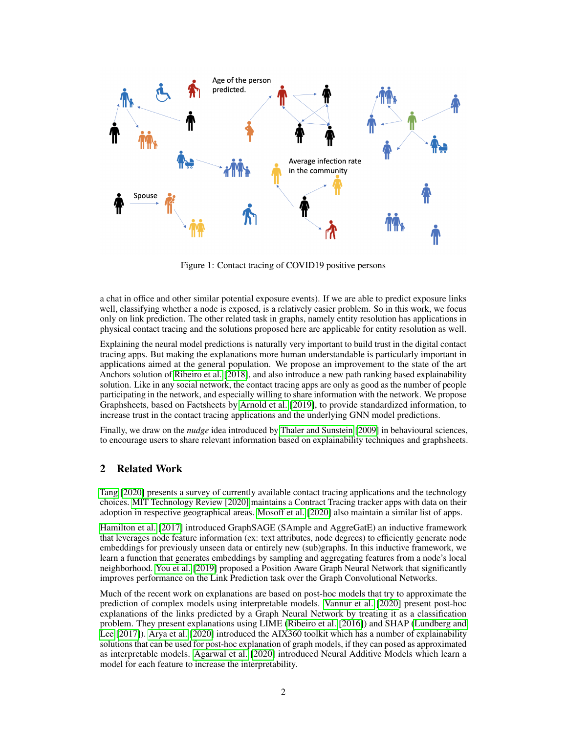Figure 1: Contact tracing of COVID19 positive persons

a chat in office and other similar potential exposure events). If we are able to predict exposure links well, classifying whether a node is exposed, is a relatively easier problem. So in this work, we focus only on link prediction. The other related task in graphs, namely entity resolution has applications in physical contact tracing and the solutions proposed here are applicable for entity resolution as well.

Explaining the neural model predictions is naturally very important to build trust in the digital contact tracing apps. But making the explanations more human understandable is particularly important in applications aimed at the general population. We propose an improvement to the state of the art Anchors solution of Ribeiro et al. [2018], and also introduce a new path ranking based explainability solution. Like in any social network, the contact tracing apps are only as good as the number of people participating in the network, and especially willing to share information with the network. We propose Graphsheets, based on Factsheets by Arnold et al. [2019], to provide standardized information, to increase trust in the contact tracing applications and the underlying GNN model predictions.

Finally, we draw on the *nudge* idea introduced by Thaler and Sunstein [2009] in behavioural sciences, to encourage users to share relevant information based on explainability techniques and graphsheets.

## 2 Related Work

Tang [2020] presents a survey of currently available contact tracing applications and the technology choices. MIT Technology Review [2020] maintains a Contract Tracing tracker apps with data on their adoption in respective geographical areas. Mosoff et al. [2020] also maintain a similar list of apps.

Hamilton et al. [2017] introduced GraphSAGE (SAmple and AggreGatE) an inductive framework that leverages node feature information (ex: text attributes, node degrees) to efficiently generate node embeddings for previously unseen data or entirely new (sub)graphs. In this inductive framework, we learn a function that generates embeddings by sampling and aggregating features from a node's local neighborhood. You et al. [2019] proposed a Position Aware Graph Neural Network that significantly improves performance on the Link Prediction task over the Graph Convolutional Networks.

Much of the recent work on explanations are based on post-hoc models that try to approximate the prediction of complex models using interpretable models. Vannur et al. [2020] present post-hoc explanations of the links predicted by a Graph Neural Network by treating it as a classification problem. They present explanations using LIME (Ribeiro et al. [2016]) and SHAP (Lundberg and Lee [2017]). Arya et al. [2020] introduced the AIX360 toolkit which has a number of explainability solutions that can be used for post-hoc explanation of graph models, if they can posed as approximated as interpretable models. Agarwal et al. [2020] introduced Neural Additive Models which learn a model for each feature to increase the interpretability.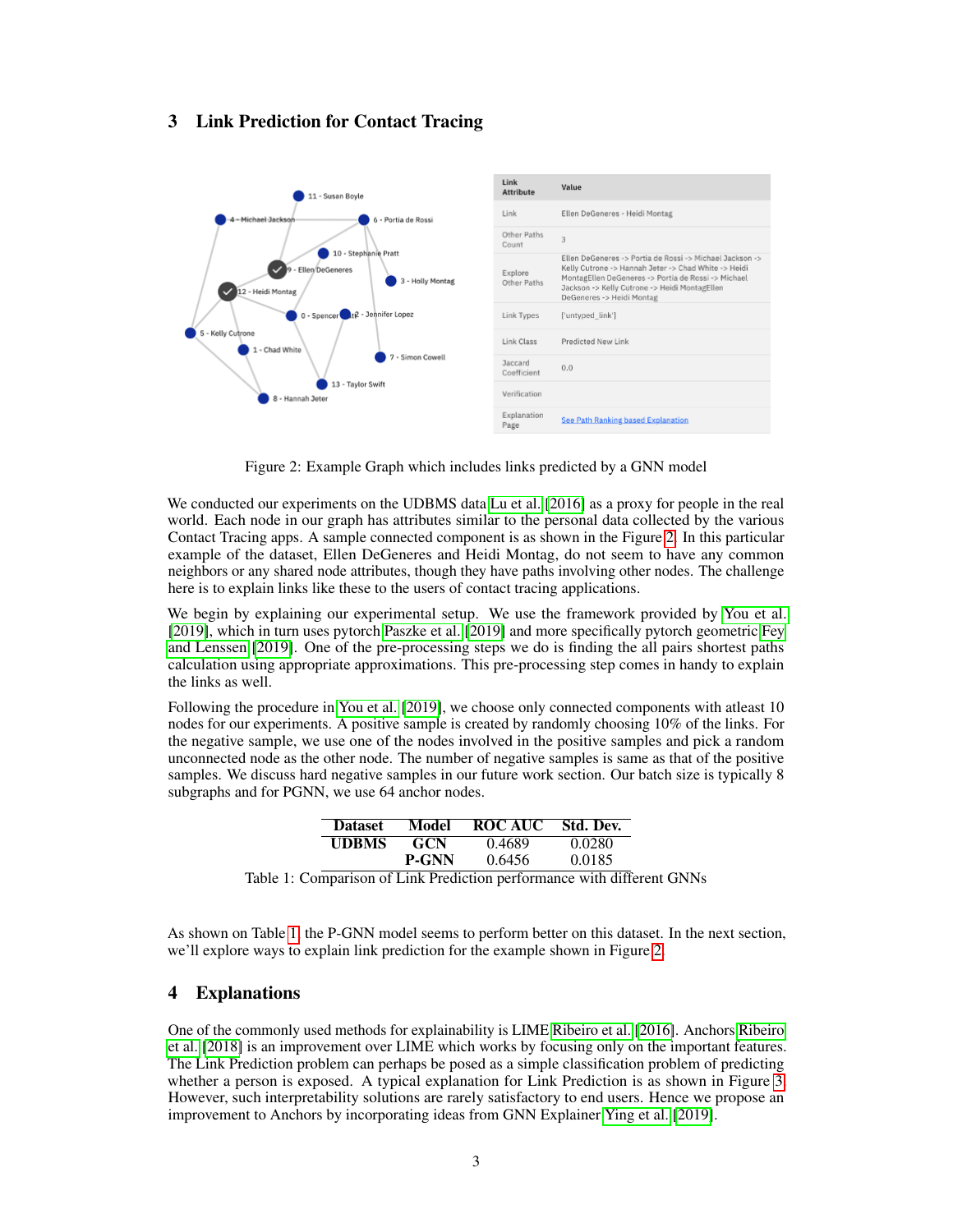## 3 Link Prediction for Contact Tracing

Figure 2: Example Graph which includes links predicted by a GNN model

We conducted our experiments on the UDBMS data Lu et al. [2016] as a proxy for people in the real world. Each node in our graph has attributes similar to the personal data collected by the various Contact Tracing apps. A sample connected component is as shown in the Figure 2. In this particular example of the dataset, Ellen DeGeneres and Heidi Montag, do not seem to have any common neighbors or any shared node attributes, though they have paths involving other nodes. The challenge here is to explain links like these to the users of contact tracing applications.

We begin by explaining our experimental setup. We use the framework provided by You et al. [2019], which in turn uses pytorch Paszke et al. [2019] and more specifically pytorch geometric Fey and Lenssen [2019]. One of the pre-processing steps we do is finding the all pairs shortest paths calculation using appropriate approximations. This pre-processing step comes in handy to explain the links as well.

Following the procedure in You et al. [2019], we choose only connected components with atleast 10 nodes for our experiments. A positive sample is created by randomly choosing 10% of the links. For the negative sample, we use one of the nodes involved in the positive samples and pick a random unconnected node as the other node. The number of negative samples is same as that of the positive samples. We discuss hard negative samples in our future work section. Our batch size is typically 8 subgraphs and for PGNN, we use 64 anchor nodes.

| Dataset | Model | ROC AUC | Std. Dev. |
|---|---|---|---|
| **UDBMS** | **GCN** | 0.4689 | 0.0280 |
| | **P-GNN** | 0.6456 | 0.0185 |

Table 1: Comparison of Link Prediction performance with different GNNs

As shown on Table 1, the P-GNN model seems to perform better on this dataset. In the next section, we'll explore ways to explain link prediction for the example shown in Figure 2.

## 4 Explanations

One of the commonly used methods for explainability is LIME Ribeiro et al. [2016]. Anchors Ribeiro et al. [2018] is an improvement over LIME which works by focusing only on the important features. The Link Prediction problem can perhaps be posed as a simple classification problem of predicting whether a person is exposed. A typical explanation for Link Prediction is as shown in Figure 3. However, such interpretability solutions are rarely satisfactory to end users. Hence we propose an improvement to Anchors by incorporating ideas from GNN Explainer Ying et al. [2019].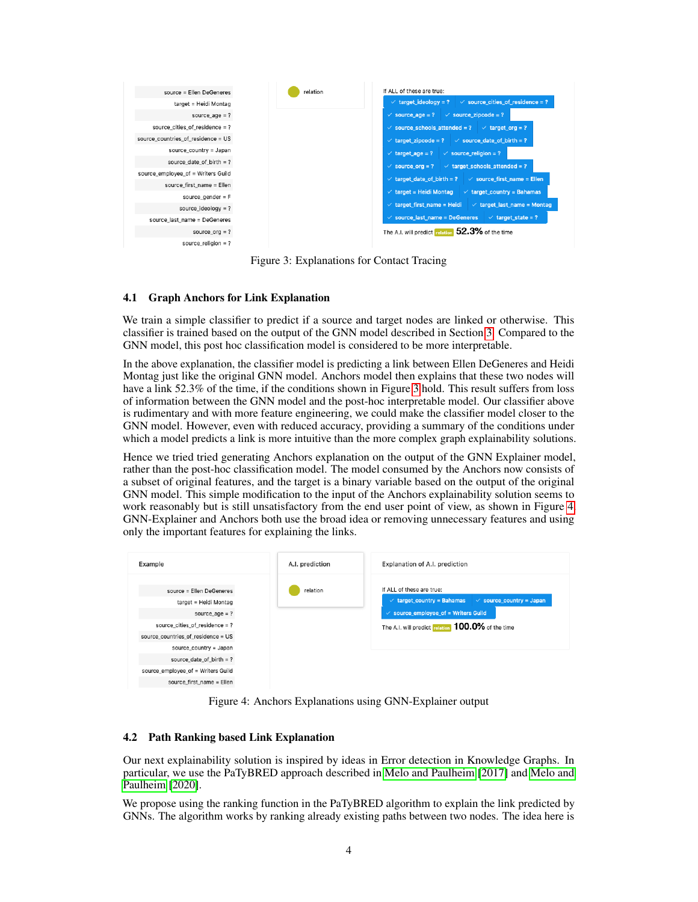source = Ellen DeGeneres
target = Heidi Montag
source_age = ?
source_cities_of_residence = ?
source_countries_of_residence = US
source_country = Japan
source_date_of_birth = ?
source_employee_of = Writers Guild
source_first_name = Ellen
source_gender = F
source_ideology = ?
source_last_name = DeGeneres
source_org = ?
source_religion = ?

relation

If ALL of these are true:
✓ target_ideology = ? ✓ source_cities_of_residence = ?
✓ source_age = ? ✓ source_zipcode = ?
✓ source_schools_attended = ? ✓ target_org = ?
✓ target_zipcode = ? ✓ source_date_of_birth = ?
✓ target_age = ? ✓ source_religion = ?
✓ source_org = ? ✓ target_schools_attended = ?
✓ target_date_of_birth = ? ✓ source_first_name = Ellen
✓ target = Heidi Montag ✓ target_country = Bahamas
✓ target_first_name = Heidi ✓ target_last_name = Montag
✓ source_last_name = DeGeneres ✓ target_state = ?

The A.I. will predict relation **52.3%** of the time

Figure 3: Explanations for Contact Tracing

### 4.1 Graph Anchors for Link Explanation

We train a simple classifier to predict if a source and target nodes are linked or otherwise. This classifier is trained based on the output of the GNN model described in Section 3. Compared to the GNN model, this post hoc classification model is considered to be more interpretable.

In the above explanation, the classifier model is predicting a link between Ellen DeGeneres and Heidi Montag just like the original GNN model. Anchors model then explains that these two nodes will have a link 52.3% of the time, if the conditions shown in Figure 3 hold. This result suffers from loss of information between the GNN model and the post-hoc interpretable model. Our classifier above is rudimentary and with more feature engineering, we could make the classifier model closer to the GNN model. However, even with reduced accuracy, providing a summary of the conditions under which a model predicts a link is more intuitive than the more complex graph explainability solutions.

Hence we tried tried generating Anchors explanation on the output of the GNN Explainer model, rather than the post-hoc classification model. The model consumed by the Anchors now consists of a subset of original features, and the target is a binary variable based on the output of the original GNN model. This simple modification to the input of the Anchors explainability solution seems to work reasonably but is still unsatisfactory from the end user point of view, as shown in Figure 4. GNN-Explainer and Anchors both use the broad idea or removing unnecessary features and using only the important features for explaining the links.

Example

source = Ellen DeGeneres
target = Heidi Montag
source_age = ?
source_cities_of_residence = ?
source_countries_of_residence = US
source_country = Japan
source_date_of_birth = ?
source_employee_of = Writers Guild
source_first_name = Ellen

A.I. prediction

relation

Explanation of A.I. prediction

If ALL of these are true:
✓ target_country = Bahamas ✓ source_country = Japan
✓ source_employee_of = Writers Guild

The A.I. will predict relation **100.0%** of the time

Figure 4: Anchors Explanations using GNN-Explainer output

### 4.2 Path Ranking based Link Explanation

Our next explainability solution is inspired by ideas in Error detection in Knowledge Graphs. In particular, we use the PaTyBRED approach described in Melo and Paulheim [2017] and Melo and Paulheim [2020].

We propose using the ranking function in the PaTyBRED algorithm to explain the link predicted by GNNs. The algorithm works by ranking already existing paths between two nodes. The idea here is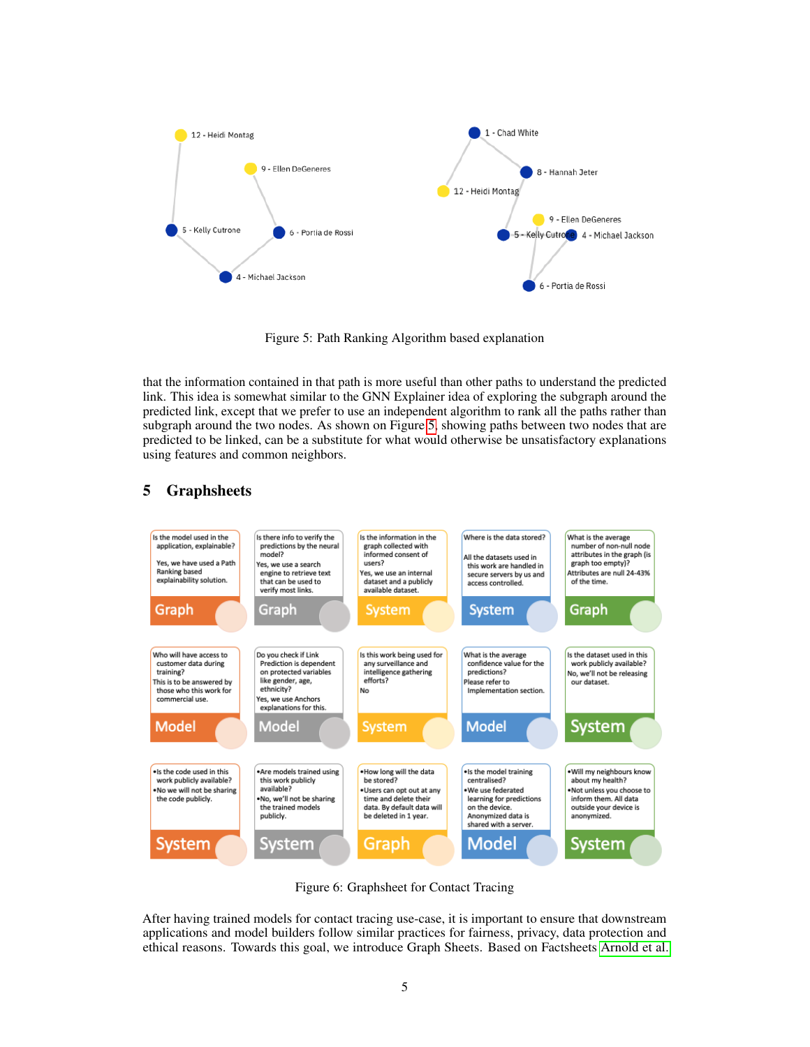Figure 5: Path Ranking Algorithm based explanation

that the information contained in that path is more useful than other paths to understand the predicted link. This idea is somewhat similar to the GNN Explainer idea of exploring the subgraph around the predicted link, except that we prefer to use an independent algorithm to rank all the paths rather than subgraph around the two nodes. As shown on Figure 5, showing paths between two nodes that are predicted to be linked, can be a substitute for what would otherwise be unsatisfactory explanations using features and common neighbors.

## 5 Graphsheets

Figure 6: Graphsheet for Contact Tracing

After having trained models for contact tracing use-case, it is important to ensure that downstream applications and model builders follow similar practices for fairness, privacy, data protection and ethical reasons. Towards this goal, we introduce Graph Sheets. Based on Factsheets Arnold et al.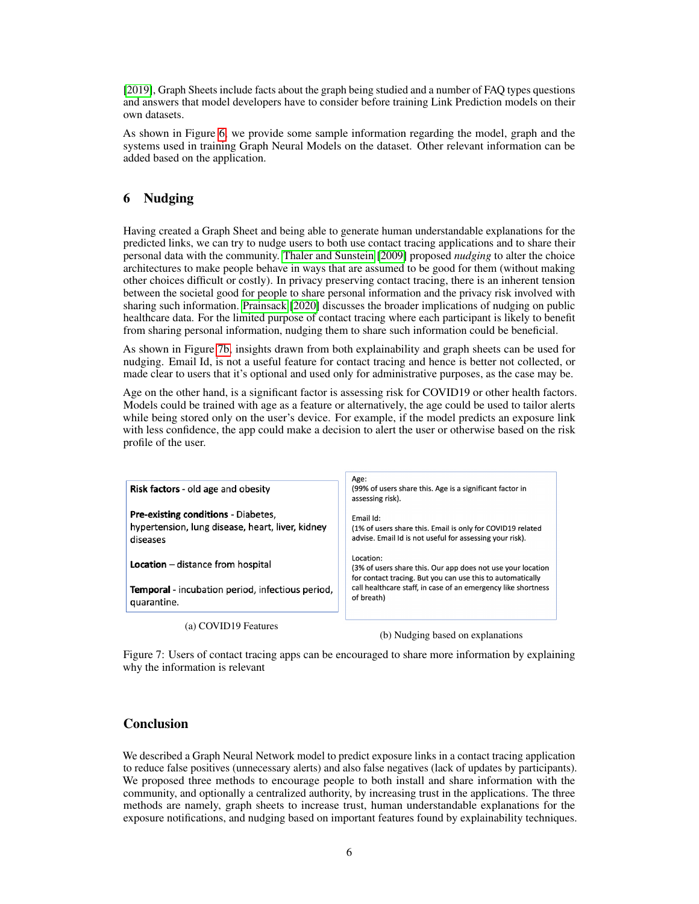[2019], Graph Sheets include facts about the graph being studied and a number of FAQ types questions and answers that model developers have to consider before training Link Prediction models on their own datasets.

As shown in Figure 6, we provide some sample information regarding the model, graph and the systems used in training Graph Neural Models on the dataset. Other relevant information can be added based on the application.

## 6 Nudging

Having created a Graph Sheet and being able to generate human understandable explanations for the predicted links, we can try to nudge users to both use contact tracing applications and to share their personal data with the community. Thaler and Sunstein [2009] proposed *nudging* to alter the choice architectures to make people behave in ways that are assumed to be good for them (without making other choices difficult or costly). In privacy preserving contact tracing, there is an inherent tension between the societal good for people to share personal information and the privacy risk involved with sharing such information. Prainsack [2020] discusses the broader implications of nudging on public healthcare data. For the limited purpose of contact tracing where each participant is likely to benefit from sharing personal information, nudging them to share such information could be beneficial.

As shown in Figure 7b, insights drawn from both explainability and graph sheets can be used for nudging. Email Id, is not a useful feature for contact tracing and hence is better not collected, or made clear to users that it's optional and used only for administrative purposes, as the case may be.

Age on the other hand, is a significant factor is assessing risk for COVID19 or other health factors. Models could be trained with age as a feature or alternatively, the age could be used to tailor alerts while being stored only on the user's device. For example, if the model predicts an exposure link with less confidence, the app could make a decision to alert the user or otherwise based on the risk profile of the user.

**Risk factors** - old age and obesity

**Pre-existing conditions** - Diabetes, hypertension, lung disease, heart, liver, kidney diseases

**Location** – distance from hospital

**Temporal** - incubation period, infectious period, quarantine.

(a) COVID19 Features

Age:
(99% of users share this. Age is a significant factor in assessing risk).

Email Id:
(1% of users share this. Email is only for COVID19 related advise. Email Id is not useful for assessing your risk).

Location:
(3% of users share this. Our app does not use your location for contact tracing. But you can use this to automatically call healthcare staff, in case of an emergency like shortness of breath)

(b) Nudging based on explanations

Figure 7: Users of contact tracing apps can be encouraged to share more information by explaining why the information is relevant

## Conclusion

We described a Graph Neural Network model to predict exposure links in a contact tracing application to reduce false positives (unnecessary alerts) and also false negatives (lack of updates by participants). We proposed three methods to encourage people to both install and share information with the community, and optionally a centralized authority, by increasing trust in the applications. The three methods are namely, graph sheets to increase trust, human understandable explanations for the exposure notifications, and nudging based on important features found by explainability techniques.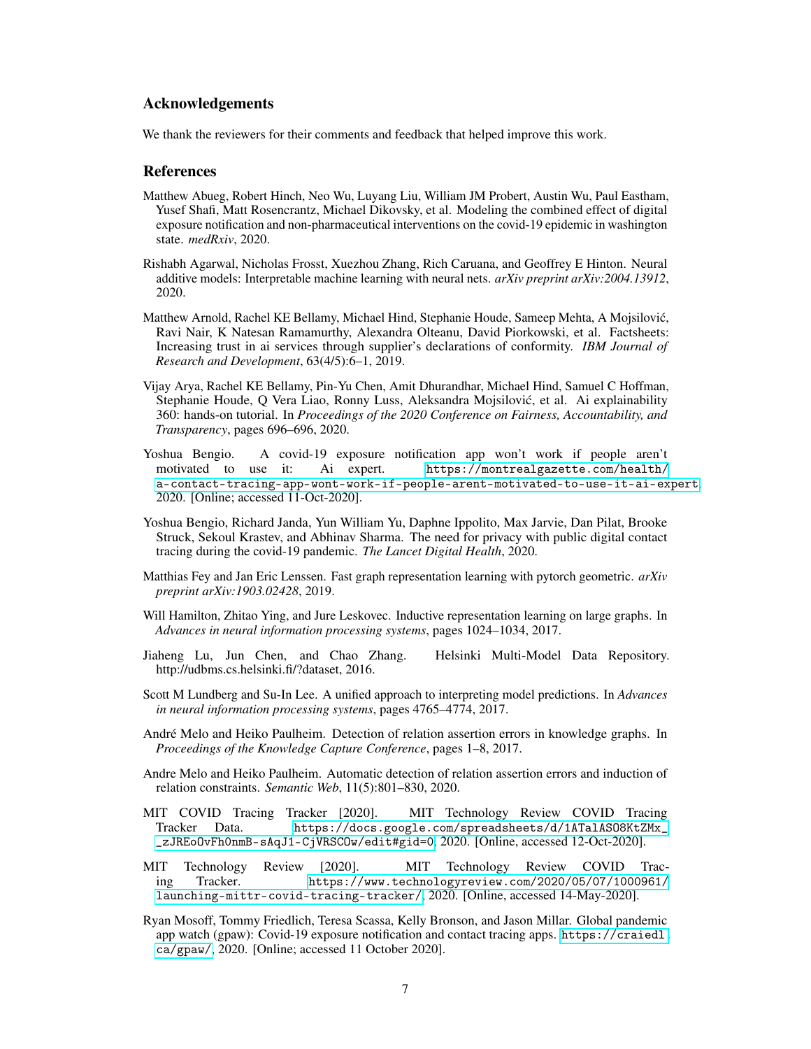## Acknowledgements

We thank the reviewers for their comments and feedback that helped improve this work.

## References

Matthew Abueg, Robert Hinch, Neo Wu, Luyang Liu, William JM Probert, Austin Wu, Paul Eastham, Yusef Shafi, Matt Rosencrantz, Michael Dikovsky, et al. Modeling the combined effect of digital exposure notification and non-pharmaceutical interventions on the covid-19 epidemic in washington state. *medRxiv*, 2020.

Rishabh Agarwal, Nicholas Frosst, Xuezhou Zhang, Rich Caruana, and Geoffrey E Hinton. Neural additive models: Interpretable machine learning with neural nets. *arXiv preprint arXiv:2004.13912*, 2020.

Matthew Arnold, Rachel KE Bellamy, Michael Hind, Stephanie Houde, Sameep Mehta, A Mojsilović, Ravi Nair, K Natesan Ramamurthy, Alexandra Olteanu, David Piorkowski, et al. Factsheets: Increasing trust in ai services through supplier's declarations of conformity. *IBM Journal of Research and Development*, 63(4/5):6–1, 2019.

Vijay Arya, Rachel KE Bellamy, Pin-Yu Chen, Amit Dhurandhar, Michael Hind, Samuel C Hoffman, Stephanie Houde, Q Vera Liao, Ronny Luss, Aleksandra Mojsilović, et al. Ai explainability 360: hands-on tutorial. In *Proceedings of the 2020 Conference on Fairness, Accountability, and Transparency*, pages 696–696, 2020.

Yoshua Bengio. A covid-19 exposure notification app won't work if people aren't motivated to use it: Ai expert. https://montrealgazette.com/health/a-contact-tracing-app-wont-work-if-people-arent-motivated-to-use-it-ai-expert, 2020. [Online; accessed 11-Oct-2020].

Yoshua Bengio, Richard Janda, Yun William Yu, Daphne Ippolito, Max Jarvie, Dan Pilat, Brooke Struck, Sekoul Krastev, and Abhinav Sharma. The need for privacy with public digital contact tracing during the covid-19 pandemic. *The Lancet Digital Health*, 2020.

Matthias Fey and Jan Eric Lenssen. Fast graph representation learning with pytorch geometric. *arXiv preprint arXiv:1903.02428*, 2019.

Will Hamilton, Zhitao Ying, and Jure Leskovec. Inductive representation learning on large graphs. In *Advances in neural information processing systems*, pages 1024–1034, 2017.

Jiaheng Lu, Jun Chen, and Chao Zhang. Helsinki Multi-Model Data Repository. http://udbms.cs.helsinki.fi/?dataset, 2016.

Scott M Lundberg and Su-In Lee. A unified approach to interpreting model predictions. In *Advances in neural information processing systems*, pages 4765–4774, 2017.

André Melo and Heiko Paulheim. Detection of relation assertion errors in knowledge graphs. In *Proceedings of the Knowledge Capture Conference*, pages 1–8, 2017.

Andre Melo and Heiko Paulheim. Automatic detection of relation assertion errors and induction of relation constraints. *Semantic Web*, 11(5):801–830, 2020.

MIT COVID Tracing Tracker [2020]. MIT Technology Review COVID Tracing Tracker Data. https://docs.google.com/spreadsheets/d/1ATalASO8KtZMx_zJREoOvFh0nmB-sAqJ1-CjVRSCOw/edit#gid=0, 2020. [Online, accessed 12-Oct-2020].

MIT Technology Review [2020]. MIT Technology Review COVID Tracing Tracker. https://www.technologyreview.com/2020/05/07/1000961/launching-mittr-covid-tracing-tracker/, 2020. [Online, accessed 14-May-2020].

Ryan Mosoff, Tommy Friedlich, Teresa Scassa, Kelly Bronson, and Jason Millar. Global pandemic app watch (gpaw): Covid-19 exposure notification and contact tracing apps. https://craiedl.ca/gpaw/, 2020. [Online; accessed 11 October 2020].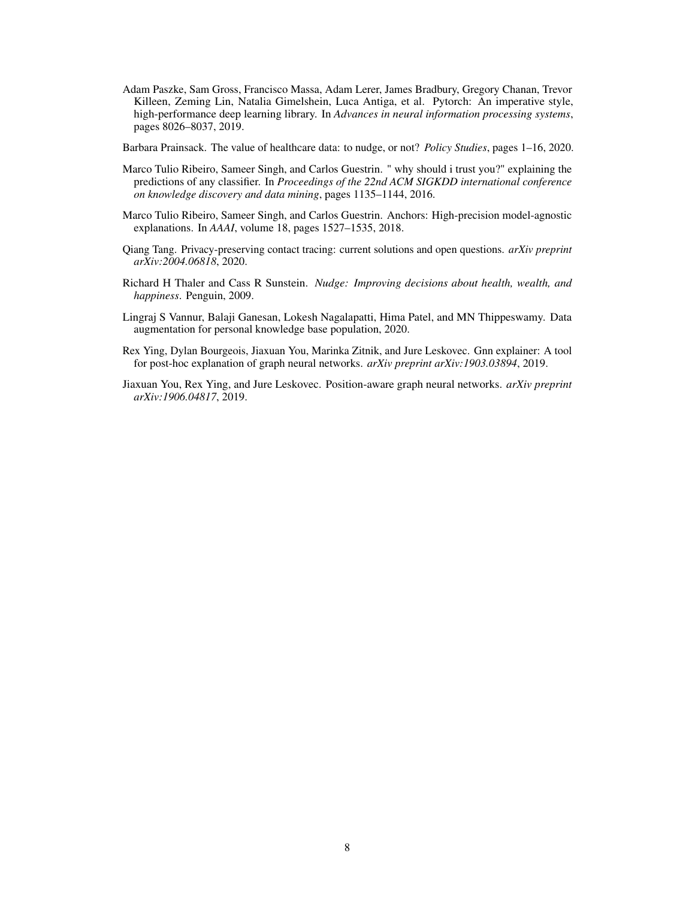Adam Paszke, Sam Gross, Francisco Massa, Adam Lerer, James Bradbury, Gregory Chanan, Trevor Killeen, Zeming Lin, Natalia Gimelshein, Luca Antiga, et al. Pytorch: An imperative style, high-performance deep learning library. In *Advances in neural information processing systems*, pages 8026–8037, 2019.

Barbara Prainsack. The value of healthcare data: to nudge, or not? *Policy Studies*, pages 1–16, 2020.

Marco Tulio Ribeiro, Sameer Singh, and Carlos Guestrin. " why should i trust you?" explaining the predictions of any classifier. In *Proceedings of the 22nd ACM SIGKDD international conference on knowledge discovery and data mining*, pages 1135–1144, 2016.

Marco Tulio Ribeiro, Sameer Singh, and Carlos Guestrin. Anchors: High-precision model-agnostic explanations. In *AAAI*, volume 18, pages 1527–1535, 2018.

Qiang Tang. Privacy-preserving contact tracing: current solutions and open questions. *arXiv preprint arXiv:2004.06818*, 2020.

Richard H Thaler and Cass R Sunstein. *Nudge: Improving decisions about health, wealth, and happiness*. Penguin, 2009.

Lingraj S Vannur, Balaji Ganesan, Lokesh Nagalapatti, Hima Patel, and MN Thippeswamy. Data augmentation for personal knowledge base population, 2020.

Rex Ying, Dylan Bourgeois, Jiaxuan You, Marinka Zitnik, and Jure Leskovec. Gnn explainer: A tool for post-hoc explanation of graph neural networks. *arXiv preprint arXiv:1903.03894*, 2019.

Jiaxuan You, Rex Ying, and Jure Leskovec. Position-aware graph neural networks. *arXiv preprint arXiv:1906.04817*, 2019.